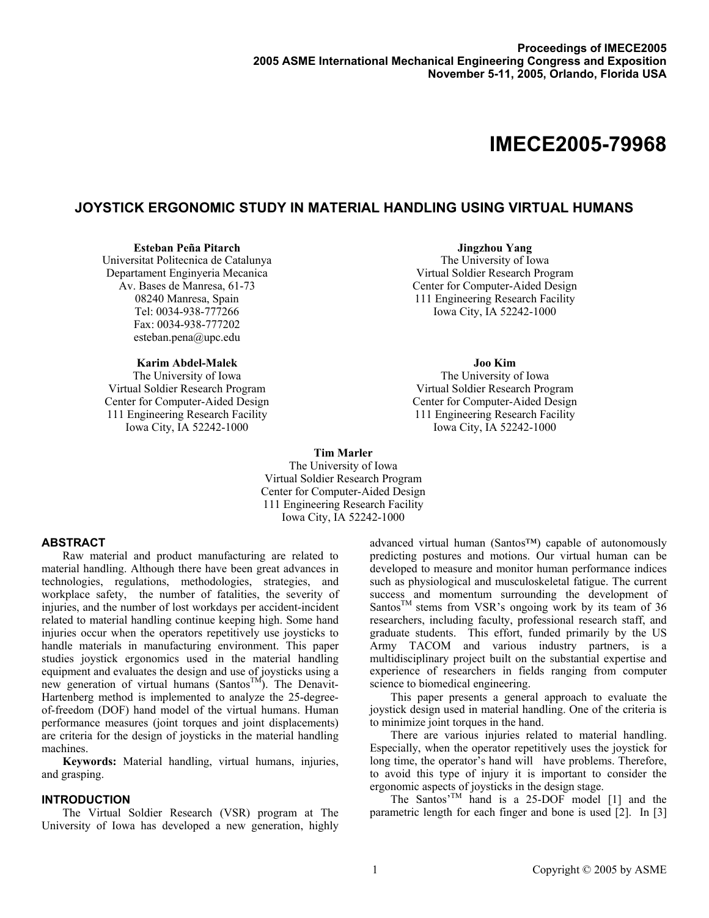Proceedings of IMECE2005
2005 ASME International Mechanical Engineering Congress and Exposition
November 5-11, 2005, Orlando, Florida USA

# IMECE2005-79968

## JOYSTICK ERGONOMIC STUDY IN MATERIAL HANDLING USING VIRTUAL HUMANS

**Esteban Peña Pitarch**
Universitat Politecnica de Catalunya
Departament Enginyeria Mecanica
Av. Bases de Manresa, 61-73
08240 Manresa, Spain
Tel: 0034-938-777266
Fax: 0034-938-777202
esteban.pena@upc.edu

**Jingzhou Yang**
The University of Iowa
Virtual Soldier Research Program
Center for Computer-Aided Design
111 Engineering Research Facility
Iowa City, IA 52242-1000

**Karim Abdel-Malek**
The University of Iowa
Virtual Soldier Research Program
Center for Computer-Aided Design
111 Engineering Research Facility
Iowa City, IA 52242-1000

**Joo Kim**
The University of Iowa
Virtual Soldier Research Program
Center for Computer-Aided Design
111 Engineering Research Facility
Iowa City, IA 52242-1000

**Tim Marler**
The University of Iowa
Virtual Soldier Research Program
Center for Computer-Aided Design
111 Engineering Research Facility
Iowa City, IA 52242-1000

### ABSTRACT

Raw material and product manufacturing are related to material handling. Although there have been great advances in technologies, regulations, methodologies, strategies, and workplace safety, the number of fatalities, the severity of injuries, and the number of lost workdays per accident-incident related to material handling continue keeping high. Some hand injuries occur when the operators repetitively use joysticks to handle materials in manufacturing environment. This paper studies joystick ergonomics used in the material handling equipment and evaluates the design and use of joysticks using a new generation of virtual humans (Santos[TM]). The Denavit-Hartenberg method is implemented to analyze the 25-degree-of-freedom (DOF) hand model of the virtual humans. Human performance measures (joint torques and joint displacements) are criteria for the design of joysticks in the material handling machines.

**Keywords:** Material handling, virtual humans, injuries, and grasping.

### INTRODUCTION

The Virtual Soldier Research (VSR) program at The University of Iowa has developed a new generation, highly advanced virtual human (Santos™) capable of autonomously predicting postures and motions. Our virtual human can be developed to measure and monitor human performance indices such as physiological and musculoskeletal fatigue. The current success and momentum surrounding the development of Santos[TM] stems from VSR's ongoing work by its team of 36 researchers, including faculty, professional research staff, and graduate students. This effort, funded primarily by the US Army TACOM and various industry partners, is a multidisciplinary project built on the substantial expertise and experience of researchers in fields ranging from computer science to biomedical engineering.

This paper presents a general approach to evaluate the joystick design used in material handling. One of the criteria is to minimize joint torques in the hand.

There are various injuries related to material handling. Especially, when the operator repetitively uses the joystick for long time, the operator's hand will have problems. Therefore, to avoid this type of injury it is important to consider the ergonomic aspects of joysticks in the design stage.

The Santos'[TM] hand is a 25-DOF model [1] and the parametric length for each finger and bone is used [2]. In [3]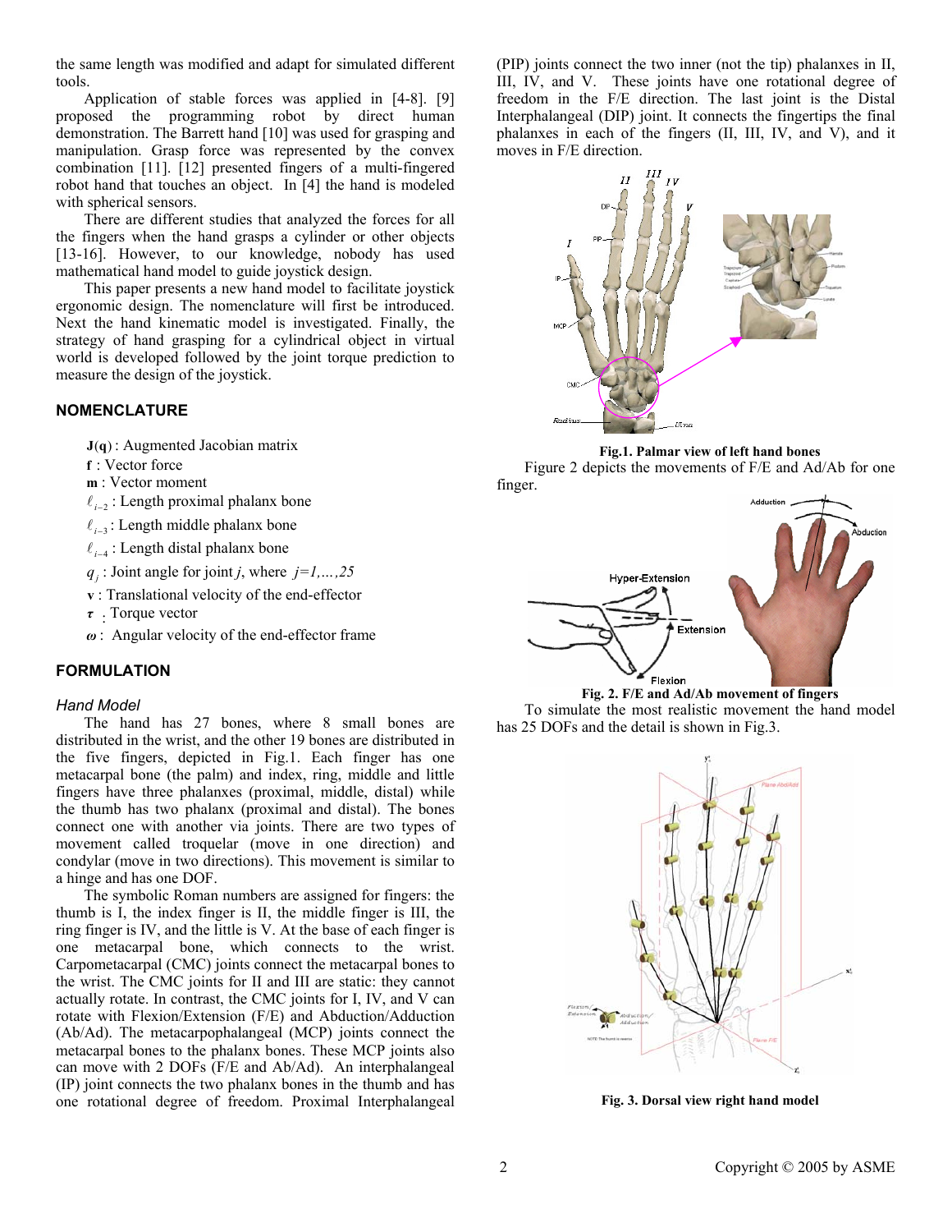the same length was modified and adapt for simulated different tools.

Application of stable forces was applied in [4-8]. [9] proposed the programming robot by direct human demonstration. The Barrett hand [10] was used for grasping and manipulation. Grasp force was represented by the convex combination [11]. [12] presented fingers of a multi-fingered robot hand that touches an object. In [4] the hand is modeled with spherical sensors.

There are different studies that analyzed the forces for all the fingers when the hand grasps a cylinder or other objects [13-16]. However, to our knowledge, nobody has used mathematical hand model to guide joystick design.

This paper presents a new hand model to facilitate joystick ergonomic design. The nomenclature will first be introduced. Next the hand kinematic model is investigated. Finally, the strategy of hand grasping for a cylindrical object in virtual world is developed followed by the joint torque prediction to measure the design of the joystick.

## NOMENCLATURE

- $\mathbf{J}(\mathbf{q})$ : Augmented Jacobian matrix
- $\mathbf{f}$ : Vector force
- $\mathbf{m}$ : Vector moment
- $\ell_{i-2}$ : Length proximal phalanx bone
- $\ell_{i-3}$ : Length middle phalanx bone
- $\ell_{i-4}$ : Length distal phalanx bone
- $q_j$ : Joint angle for joint $j$, where $j=1,\ldots,25$
- $\mathbf{v}$ : Translational velocity of the end-effector
- $\boldsymbol{\tau}$ : Torque vector
- $\boldsymbol{\omega}$ : Angular velocity of the end-effector frame

## FORMULATION

### *Hand Model*

The hand has 27 bones, where 8 small bones are distributed in the wrist, and the other 19 bones are distributed in the five fingers, depicted in Fig.1. Each finger has one metacarpal bone (the palm) and index, ring, middle and little fingers have three phalanxes (proximal, middle, distal) while the thumb has two phalanx (proximal and distal). The bones connect one with another via joints. There are two types of movement called troquelar (move in one direction) and condylar (move in two directions). This movement is similar to a hinge and has one DOF.

The symbolic Roman numbers are assigned for fingers: the thumb is I, the index finger is II, the middle finger is III, the ring finger is IV, and the little is V. At the base of each finger is one metacarpal bone, which connects to the wrist. Carpometacarpal (CMC) joints connect the metacarpal bones to the wrist. The CMC joints for II and III are static: they cannot actually rotate. In contrast, the CMC joints for I, IV, and V can rotate with Flexion/Extension (F/E) and Abduction/Adduction (Ab/Ad). The metacarpophalangeal (MCP) joints connect the metacarpal bones to the phalanx bones. These MCP joints also can move with 2 DOFs (F/E and Ab/Ad). An interphalangeal (IP) joint connects the two phalanx bones in the thumb and has one rotational degree of freedom. Proximal Interphalangeal (PIP) joints connect the two inner (not the tip) phalanxes in II, III, IV, and V. These joints have one rotational degree of freedom in the F/E direction. The last joint is the Distal Interphalangeal (DIP) joint. It connects the fingertips the final phalanxes in each of the fingers (II, III, IV, and V), and it moves in F/E direction.

**Fig.1. Palmar view of left hand bones**

Figure 2 depicts the movements of F/E and Ad/Ab for one finger.

**Fig. 2. F/E and Ad/Ab movement of fingers**

To simulate the most realistic movement the hand model has 25 DOFs and the detail is shown in Fig.3.

**Fig. 3. Dorsal view right hand model**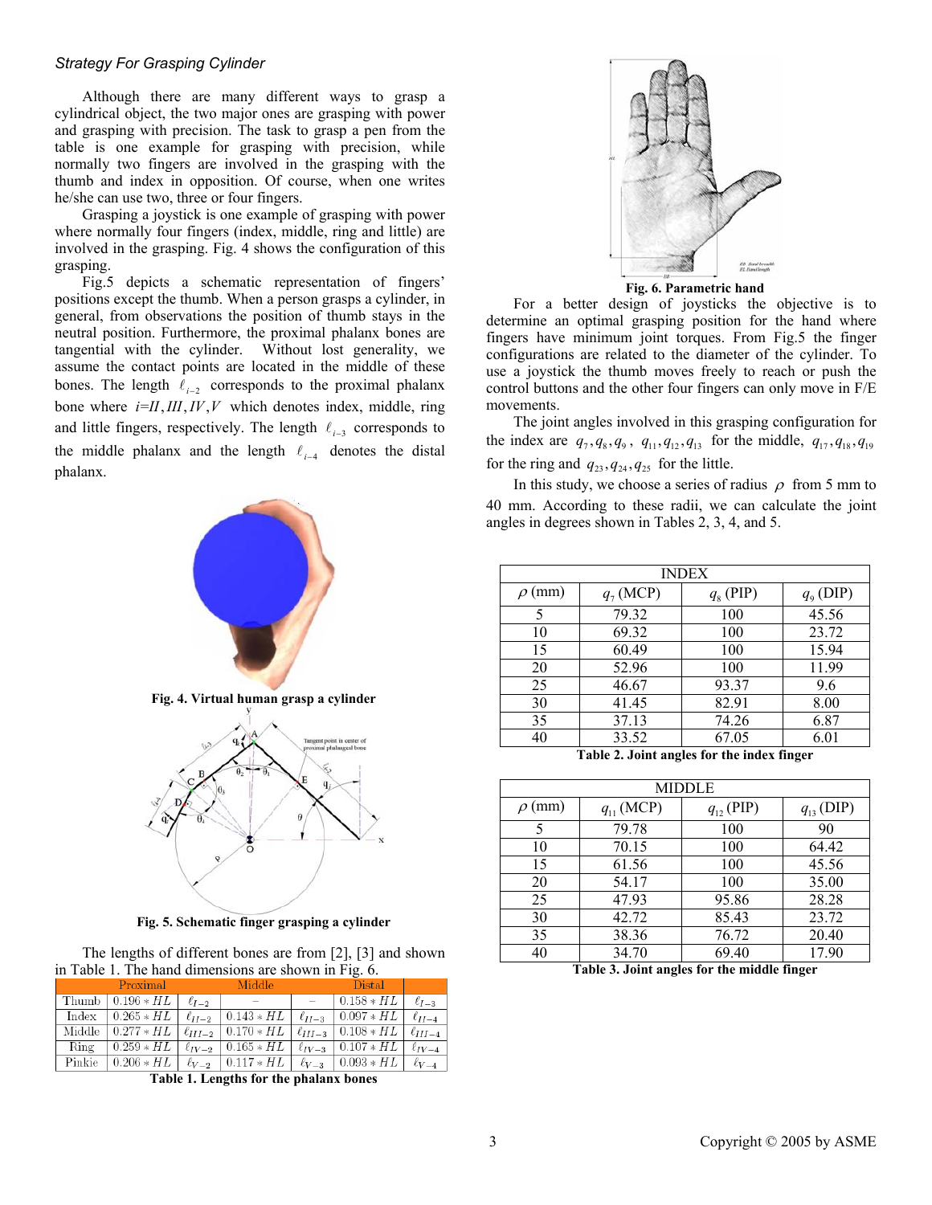*Strategy For Grasping Cylinder*

Although there are many different ways to grasp a cylindrical object, the two major ones are grasping with power and grasping with precision. The task to grasp a pen from the table is one example for grasping with precision, while normally two fingers are involved in the grasping with the thumb and index in opposition. Of course, when one writes he/she can use two, three or four fingers.

Grasping a joystick is one example of grasping with power where normally four fingers (index, middle, ring and little) are involved in the grasping. Fig. 4 shows the configuration of this grasping.

Fig.5 depicts a schematic representation of fingers' positions except the thumb. When a person grasps a cylinder, in general, from observations the position of thumb stays in the neutral position. Furthermore, the proximal phalanx bones are tangential with the cylinder. Without lost generality, we assume the contact points are located in the middle of these bones. The length $\ell_{i-2}$ corresponds to the proximal phalanx bone where $i=II, III, IV, V$ which denotes index, middle, ring and little fingers, respectively. The length $\ell_{i-3}$ corresponds to the middle phalanx and the length $\ell_{i-4}$ denotes the distal phalanx.

**Fig. 4. Virtual human grasp a cylinder**

**Fig. 5. Schematic finger grasping a cylinder**

The lengths of different bones are from [2], [3] and shown in Table 1. The hand dimensions are shown in Fig. 6.

| | Proximal | | Middle | | Distal | |
|---|---|---|---|---|---|---|
| Thumb | $0.196 * HL$ | $\ell_{I-2}$ | – | – | $0.158 * HL$ | $\ell_{I-3}$ |
| Index | $0.265 * HL$ | $\ell_{II-2}$ | $0.143 * HL$ | $\ell_{II-3}$ | $0.097 * HL$ | $\ell_{II-4}$ |
| Middle | $0.277 * HL$ | $\ell_{III-2}$ | $0.170 * HL$ | $\ell_{III-3}$ | $0.108 * HL$ | $\ell_{III-4}$ |
| Ring | $0.259 * HL$ | $\ell_{IV-2}$ | $0.165 * HL$ | $\ell_{IV-3}$ | $0.107 * HL$ | $\ell_{IV-4}$ |
| Pinkie | $0.206 * HL$ | $\ell_{V-2}$ | $0.117 * HL$ | $\ell_{V-3}$ | $0.093 * HL$ | $\ell_{V-4}$ |

**Table 1. Lengths for the phalanx bones**

**Fig. 6. Parametric hand**

For a better design of joysticks the objective is to determine an optimal grasping position for the hand where fingers have minimum joint torques. From Fig.5 the finger configurations are related to the diameter of the cylinder. To use a joystick the thumb moves freely to reach or push the control buttons and the other four fingers can only move in F/E movements.

The joint angles involved in this grasping configuration for the index are $q_7, q_8, q_9$, $q_{11}, q_{12}, q_{13}$ for the middle, $q_{17}, q_{18}, q_{19}$ for the ring and $q_{23}, q_{24}, q_{25}$ for the little.

In this study, we choose a series of radius $\rho$ from 5 mm to 40 mm. According to these radii, we can calculate the joint angles in degrees shown in Tables 2, 3, 4, and 5.

| INDEX | | | |
|---|---|---|---|
| $\rho$ (mm) | $q_7$ (MCP) | $q_8$ (PIP) | $q_9$ (DIP) |
| 5 | 79.32 | 100 | 45.56 |
| 10 | 69.32 | 100 | 23.72 |
| 15 | 60.49 | 100 | 15.94 |
| 20 | 52.96 | 100 | 11.99 |
| 25 | 46.67 | 93.37 | 9.6 |
| 30 | 41.45 | 82.91 | 8.00 |
| 35 | 37.13 | 74.26 | 6.87 |
| 40 | 33.52 | 67.05 | 6.01 |

**Table 2. Joint angles for the index finger**

| MIDDLE | | | |
|---|---|---|---|
| $\rho$ (mm) | $q_{11}$ (MCP) | $q_{12}$ (PIP) | $q_{13}$ (DIP) |
| 5 | 79.78 | 100 | 90 |
| 10 | 70.15 | 100 | 64.42 |
| 15 | 61.56 | 100 | 45.56 |
| 20 | 54.17 | 100 | 35.00 |
| 25 | 47.93 | 95.86 | 28.28 |
| 30 | 42.72 | 85.43 | 23.72 |
| 35 | 38.36 | 76.72 | 20.40 |
| 40 | 34.70 | 69.40 | 17.90 |

**Table 3. Joint angles for the middle finger**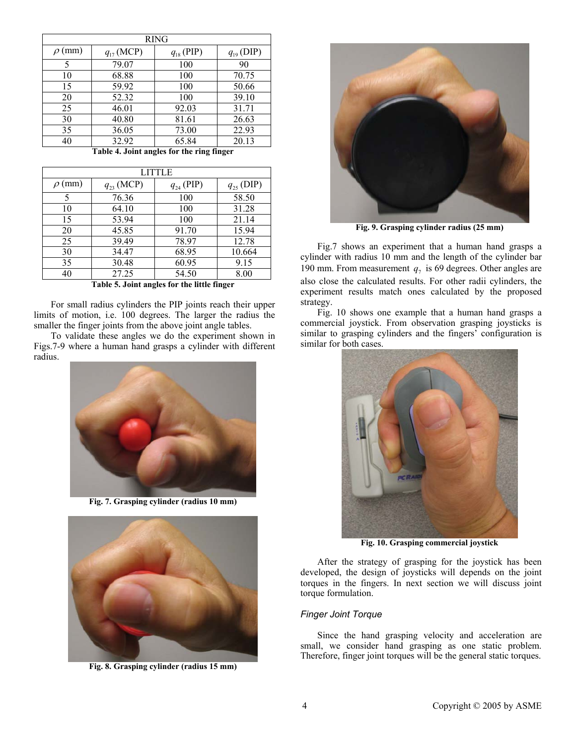| RING | | | |
|---|---|---|---|
| $\rho$ (mm) | $q_{17}$ (MCP) | $q_{18}$ (PIP) | $q_{19}$ (DIP) |
| 5 | 79.07 | 100 | 90 |
| 10 | 68.88 | 100 | 70.75 |
| 15 | 59.92 | 100 | 50.66 |
| 20 | 52.32 | 100 | 39.10 |
| 25 | 46.01 | 92.03 | 31.71 |
| 30 | 40.80 | 81.61 | 26.63 |
| 35 | 36.05 | 73.00 | 22.93 |
| 40 | 32.92 | 65.84 | 20.13 |

**Table 4. Joint angles for the ring finger**

| LITTLE | | | |
|---|---|---|---|
| $\rho$ (mm) | $q_{23}$ (MCP) | $q_{24}$ (PIP) | $q_{25}$ (DIP) |
| 5 | 76.36 | 100 | 58.50 |
| 10 | 64.10 | 100 | 31.28 |
| 15 | 53.94 | 100 | 21.14 |
| 20 | 45.85 | 91.70 | 15.94 |
| 25 | 39.49 | 78.97 | 12.78 |
| 30 | 34.47 | 68.95 | 10.664 |
| 35 | 30.48 | 60.95 | 9.15 |
| 40 | 27.25 | 54.50 | 8.00 |

**Table 5. Joint angles for the little finger**

For small radius cylinders the PIP joints reach their upper limits of motion, i.e. 100 degrees. The larger the radius the smaller the finger joints from the above joint angle tables.

To validate these angles we do the experiment shown in Figs.7-9 where a human hand grasps a cylinder with different radius.

**Fig. 7. Grasping cylinder (radius 10 mm)**

**Fig. 8. Grasping cylinder (radius 15 mm)**

**Fig. 9. Grasping cylinder radius (25 mm)**

Fig.7 shows an experiment that a human hand grasps a cylinder with radius 10 mm and the length of the cylinder bar 190 mm. From measurement $q_7$ is 69 degrees. Other angles are also close the calculated results. For other radii cylinders, the experiment results match ones calculated by the proposed strategy.

Fig. 10 shows one example that a human hand grasps a commercial joystick. From observation grasping joysticks is similar to grasping cylinders and the fingers' configuration is similar for both cases.

**Fig. 10. Grasping commercial joystick**

After the strategy of grasping for the joystick has been developed, the design of joysticks will depends on the joint torques in the fingers. In next section we will discuss joint torque formulation.

### *Finger Joint Torque*

Since the hand grasping velocity and acceleration are small, we consider hand grasping as one static problem. Therefore, finger joint torques will be the general static torques.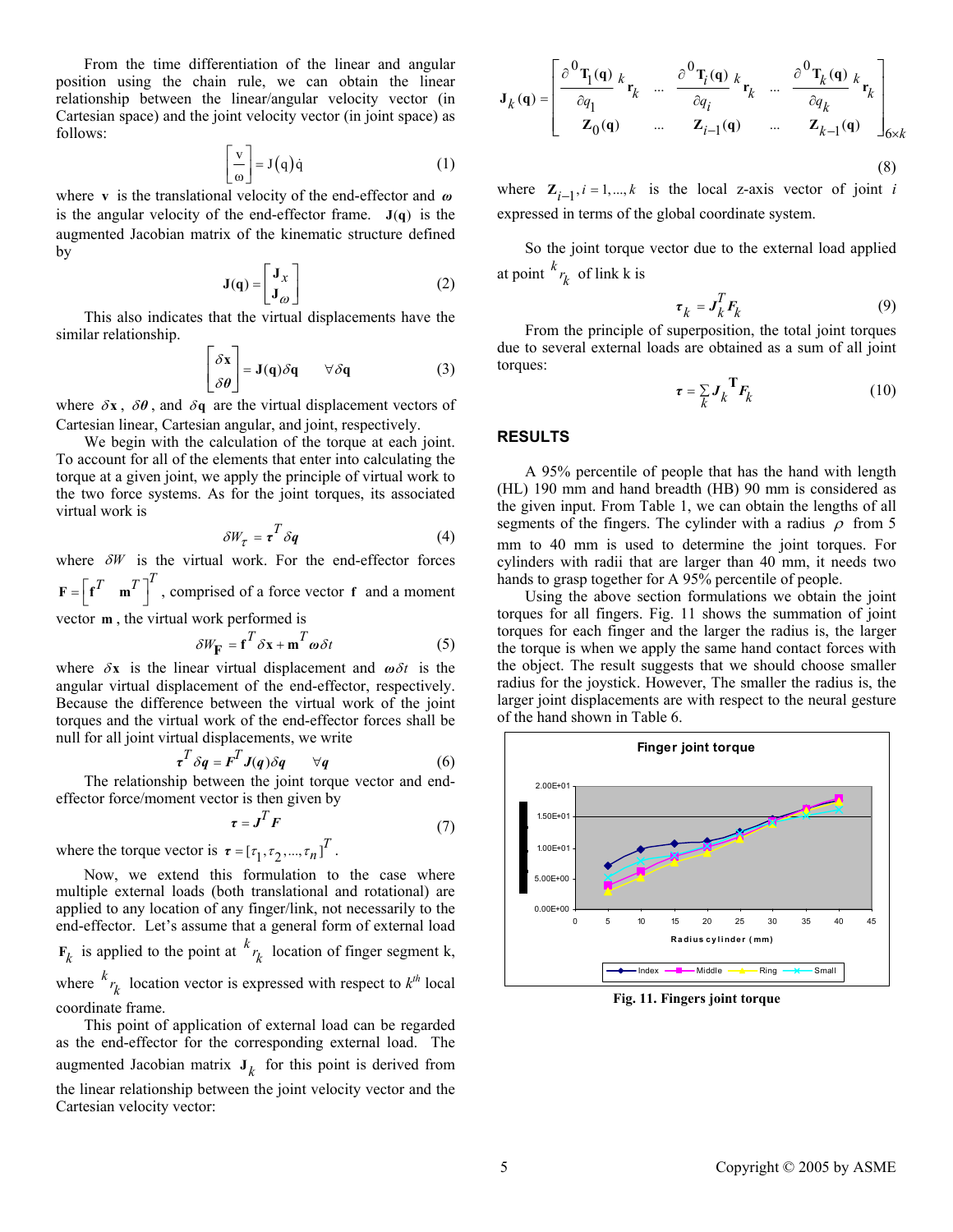From the time differentiation of the linear and angular position using the chain rule, we can obtain the linear relationship between the linear/angular velocity vector (in Cartesian space) and the joint velocity vector (in joint space) as follows:

$$\left[\frac{v}{\omega}\right] = J(q)\dot{q} \tag{1}$$

where $\mathbf{v}$ is the translational velocity of the end-effector and $\boldsymbol{\omega}$ is the angular velocity of the end-effector frame. $\mathbf{J}(\mathbf{q})$ is the augmented Jacobian matrix of the kinematic structure defined by

$$\mathbf{J}(\mathbf{q}) = \begin{bmatrix} \mathbf{J}_x \\ \mathbf{J}_\omega \end{bmatrix} \tag{2}$$

This also indicates that the virtual displacements have the similar relationship.

$$\begin{bmatrix} \delta\mathbf{x} \\ \delta\theta \end{bmatrix} = \mathbf{J}(\mathbf{q})\delta\mathbf{q} \qquad \forall\delta\mathbf{q} \tag{3}$$

where $\delta\mathbf{x}$, $\delta\boldsymbol{\theta}$, and $\delta\mathbf{q}$ are the virtual displacement vectors of Cartesian linear, Cartesian angular, and joint, respectively.

We begin with the calculation of the torque at each joint. To account for all of the elements that enter into calculating the torque at a given joint, we apply the principle of virtual work to the two force systems. As for the joint torques, its associated virtual work is

$$\delta W_\tau = \boldsymbol{\tau}^T \delta\boldsymbol{q} \tag{4}$$

where $\delta W$ is the virtual work. For the end-effector forces $\mathbf{F} = \begin{bmatrix} \mathbf{f}^T & \mathbf{m}^T \end{bmatrix}^T$, comprised of a force vector $\mathbf{f}$ and a moment vector $\mathbf{m}$, the virtual work performed is

$$\delta W_{\mathbf{F}} = \mathbf{f}^T \delta\mathbf{x} + \mathbf{m}^T \boldsymbol{\omega}\delta t \tag{5}$$

where $\delta\mathbf{x}$ is the linear virtual displacement and $\boldsymbol{\omega}\delta t$ is the angular virtual displacement of the end-effector, respectively. Because the difference between the virtual work of the joint torques and the virtual work of the end-effector forces shall be null for all joint virtual displacements, we write

$$\boldsymbol{\tau}^T \delta\boldsymbol{q} = \boldsymbol{F}^T \boldsymbol{J}(\boldsymbol{q})\delta\boldsymbol{q} \qquad \forall\boldsymbol{q} \tag{6}$$

The relationship between the joint torque vector and end-effector force/moment vector is then given by

$$\boldsymbol{\tau} = \boldsymbol{J}^T \boldsymbol{F} \tag{7}$$

where the torque vector is $\boldsymbol{\tau} = [\tau_1, \tau_2, ..., \tau_n]^T$.

Now, we extend this formulation to the case where multiple external loads (both translational and rotational) are applied to any location of any finger/link, not necessarily to the end-effector. Let's assume that a general form of external load $\mathbf{F}_k$ is applied to the point at ${}^k r_k$ location of finger segment k, where ${}^k r_k$ location vector is expressed with respect to $k^{th}$ local coordinate frame.

This point of application of external load can be regarded as the end-effector for the corresponding external load. The augmented Jacobian matrix $\mathbf{J}_k$ for this point is derived from the linear relationship between the joint velocity vector and the Cartesian velocity vector:

$$\mathbf{J}_k(\mathbf{q}) = \begin{bmatrix} \dfrac{\partial\, {}^0\mathbf{T}_1(\mathbf{q})}{\partial q_1}\, {}^k\mathbf{r}_k & \cdots & \dfrac{\partial\, {}^0\mathbf{T}_i(\mathbf{q})}{\partial q_i}\, {}^k\mathbf{r}_k & \cdots & \dfrac{\partial\, {}^0\mathbf{T}_k(\mathbf{q})}{\partial q_k}\, {}^k\mathbf{r}_k \\ \mathbf{Z}_0(\mathbf{q}) & \cdots & \mathbf{Z}_{i-1}(\mathbf{q}) & \cdots & \mathbf{Z}_{k-1}(\mathbf{q}) \end{bmatrix}_{6\times k} \tag{8}$$

where $\mathbf{Z}_{i-1}, i = 1, ..., k$ is the local z-axis vector of joint $i$ expressed in terms of the global coordinate system.

So the joint torque vector due to the external load applied at point ${}^k r_k$ of link k is

$$\boldsymbol{\tau}_k = \boldsymbol{J}_k^T \boldsymbol{F}_k \tag{9}$$

From the principle of superposition, the total joint torques due to several external loads are obtained as a sum of all joint torques:

$$\boldsymbol{\tau} = \sum_k \boldsymbol{J}_k^{\mathbf{T}} \boldsymbol{F}_k \tag{10}$$

## RESULTS

A 95% percentile of people that has the hand with length (HL) 190 mm and hand breadth (HB) 90 mm is considered as the given input. From Table 1, we can obtain the lengths of all segments of the fingers. The cylinder with a radius $\rho$ from 5 mm to 40 mm is used to determine the joint torques. For cylinders with radii that are larger than 40 mm, it needs two hands to grasp together for A 95% percentile of people.

Using the above section formulations we obtain the joint torques for all fingers. Fig. 11 shows the summation of joint torques for each finger and the larger the radius is, the larger the torque is when we apply the same hand contact forces with the object. The result suggests that we should choose smaller radius for the joystick. However, The smaller the radius is, the larger joint displacements are with respect to the neural gesture of the hand shown in Table 6.

**Fig. 11. Fingers joint torque**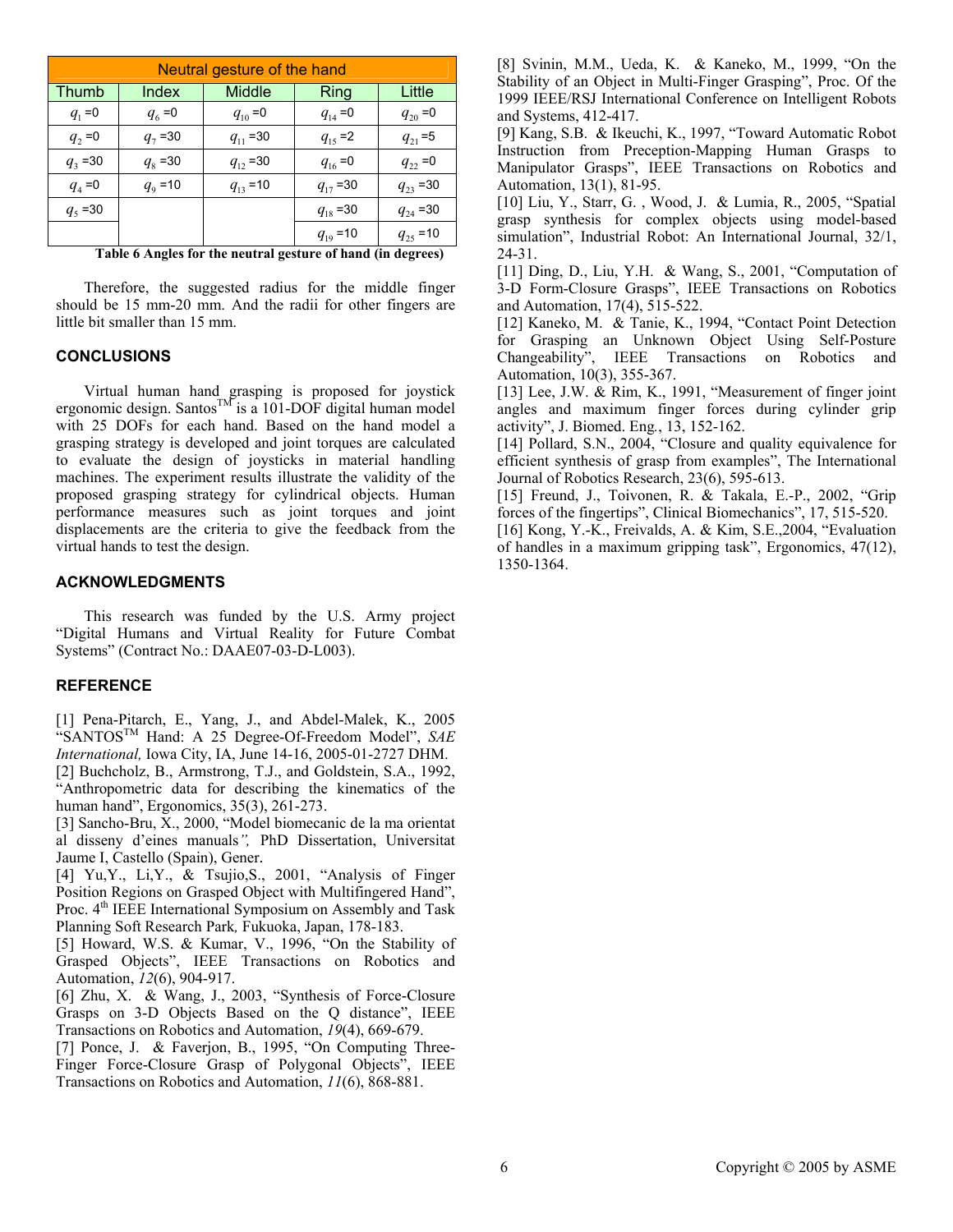| Neutral gesture of the hand | | | | |
|---|---|---|---|---|
| Thumb | Index | Middle | Ring | Little |
| $q_1$ =0 | $q_6$ =0 | $q_{10}$ =0 | $q_{14}$ =0 | $q_{20}$ =0 |
| $q_2$ =0 | $q_7$ =30 | $q_{11}$ =30 | $q_{15}$ =2 | $q_{21}$ =5 |
| $q_3$ =30 | $q_8$ =30 | $q_{12}$ =30 | $q_{16}$ =0 | $q_{22}$ =0 |
| $q_4$ =0 | $q_9$ =10 | $q_{13}$ =10 | $q_{17}$ =30 | $q_{23}$ =30 |
| $q_5$ =30 | | | $q_{18}$ =30 | $q_{24}$ =30 |
| | | | $q_{19}$ =10 | $q_{25}$ =10 |

**Table 6 Angles for the neutral gesture of hand (in degrees)**

Therefore, the suggested radius for the middle finger should be 15 mm-20 mm. And the radii for other fingers are little bit smaller than 15 mm.

## CONCLUSIONS

Virtual human hand grasping is proposed for joystick ergonomic design. Santos[TM] is a 101-DOF digital human model with 25 DOFs for each hand. Based on the hand model a grasping strategy is developed and joint torques are calculated to evaluate the design of joysticks in material handling machines. The experiment results illustrate the validity of the proposed grasping strategy for cylindrical objects. Human performance measures such as joint torques and joint displacements are the criteria to give the feedback from the virtual hands to test the design.

## ACKNOWLEDGMENTS

This research was funded by the U.S. Army project "Digital Humans and Virtual Reality for Future Combat Systems" (Contract No.: DAAE07-03-D-L003).

## REFERENCE

[1] Pena-Pitarch, E., Yang, J., and Abdel-Malek, K., 2005 "SANTOS[TM] Hand: A 25 Degree-Of-Freedom Model", *SAE International,* Iowa City, IA, June 14-16, 2005-01-2727 DHM.

[2] Buchcholz, B., Armstrong, T.J., and Goldstein, S.A., 1992, "Anthropometric data for describing the kinematics of the human hand", Ergonomics, 35(3), 261-273.

[3] Sancho-Bru, X., 2000, "Model biomecanic de la ma orientat al disseny d'eines manuals*",* PhD Dissertation, Universitat Jaume I, Castello (Spain), Gener.

[4] Yu,Y., Li,Y., & Tsujio,S., 2001, "Analysis of Finger Position Regions on Grasped Object with Multifingered Hand", Proc. 4[th] IEEE International Symposium on Assembly and Task Planning Soft Research Park*,* Fukuoka, Japan, 178-183.

[5] Howard, W.S. & Kumar, V., 1996, "On the Stability of Grasped Objects", IEEE Transactions on Robotics and Automation, *12*(6), 904-917.

[6] Zhu, X. & Wang, J., 2003, "Synthesis of Force-Closure Grasps on 3-D Objects Based on the Q distance", IEEE Transactions on Robotics and Automation, *19*(4), 669-679.

[7] Ponce, J. & Faverjon, B., 1995, "On Computing Three-Finger Force-Closure Grasp of Polygonal Objects", IEEE Transactions on Robotics and Automation, *11*(6), 868-881.

[8] Svinin, M.M., Ueda, K. & Kaneko, M., 1999, "On the Stability of an Object in Multi-Finger Grasping", Proc. Of the 1999 IEEE/RSJ International Conference on Intelligent Robots and Systems, 412-417.

[9] Kang, S.B. & Ikeuchi, K., 1997, "Toward Automatic Robot Instruction from Preception-Mapping Human Grasps to Manipulator Grasps", IEEE Transactions on Robotics and Automation, 13(1), 81-95.

[10] Liu, Y., Starr, G. , Wood, J. & Lumia, R., 2005, "Spatial grasp synthesis for complex objects using model-based simulation", Industrial Robot: An International Journal, 32/1, 24-31.

[11] Ding, D., Liu, Y.H. & Wang, S., 2001, "Computation of 3-D Form-Closure Grasps", IEEE Transactions on Robotics and Automation, 17(4), 515-522.

[12] Kaneko, M. & Tanie, K., 1994, "Contact Point Detection for Grasping an Unknown Object Using Self-Posture Changeability", IEEE Transactions on Robotics and Automation, 10(3), 355-367.

[13] Lee, J.W. & Rim, K., 1991, "Measurement of finger joint angles and maximum finger forces during cylinder grip activity", J. Biomed. Eng*.*, 13, 152-162.

[14] Pollard, S.N., 2004, "Closure and quality equivalence for efficient synthesis of grasp from examples", The International Journal of Robotics Research, 23(6), 595-613.

[15] Freund, J., Toivonen, R. & Takala, E.-P., 2002, "Grip forces of the fingertips", Clinical Biomechanics", 17, 515-520.

[16] Kong, Y.-K., Freivalds, A. & Kim, S.E.,2004, "Evaluation of handles in a maximum gripping task", Ergonomics, 47(12), 1350-1364.